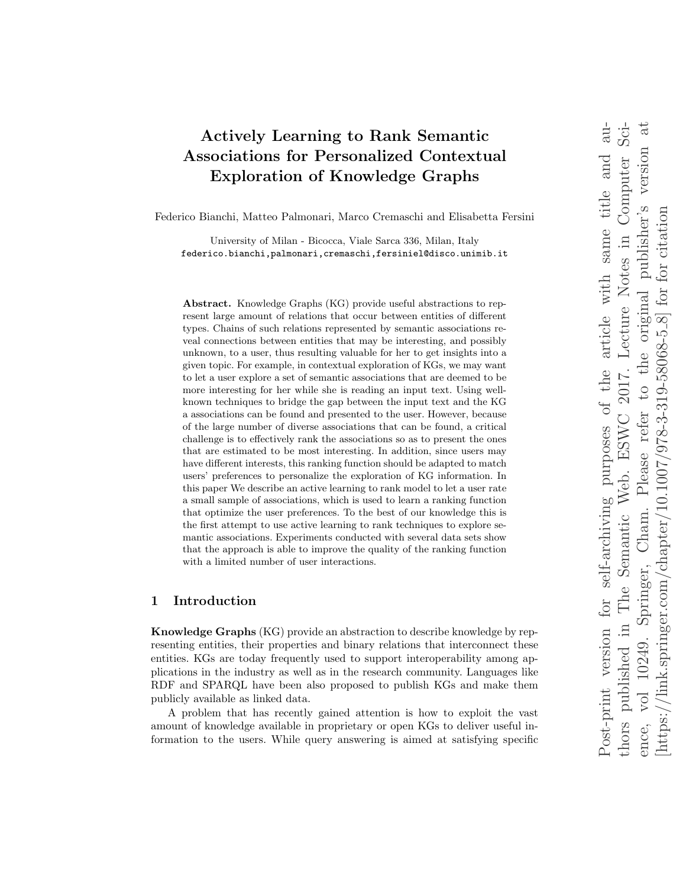# Actively Learning to Rank Semantic Associations for Personalized Contextual Exploration of Knowledge Graphs

Federico Bianchi, Matteo Palmonari, Marco Cremaschi and Elisabetta Fersini

University of Milan - Bicocca, Viale Sarca 336, Milan, Italy
federico.bianchi,palmonari,cremaschi,fersiniel@disco.unimib.it

**Abstract.** Knowledge Graphs (KG) provide useful abstractions to represent large amount of relations that occur between entities of different types. Chains of such relations represented by semantic associations reveal connections between entities that may be interesting, and possibly unknown, to a user, thus resulting valuable for her to get insights into a given topic. For example, in contextual exploration of KGs, we may want to let a user explore a set of semantic associations that are deemed to be more interesting for her while she is reading an input text. Using well-known techniques to bridge the gap between the input text and the KG a associations can be found and presented to the user. However, because of the large number of diverse associations that can be found, a critical challenge is to effectively rank the associations so as to present the ones that are estimated to be most interesting. In addition, since users may have different interests, this ranking function should be adapted to match users' preferences to personalize the exploration of KG information. In this paper We describe an active learning to rank model to let a user rate a small sample of associations, which is used to learn a ranking function that optimize the user preferences. To the best of our knowledge this is the first attempt to use active learning to rank techniques to explore semantic associations. Experiments conducted with several data sets show that the approach is able to improve the quality of the ranking function with a limited number of user interactions.

Post-print version for self-archiving purposes of the article with same title and authors published in The Semantic Web. ESWC 2017. Lecture Notes in Computer Science, vol 10249. Springer, Cham. Please refer to the original publisher's version at [https://link.springer.com/chapter/10.1007/978-3-319-58068-5_8] for citation

## 1 Introduction

**Knowledge Graphs** (KG) provide an abstraction to describe knowledge by representing entities, their properties and binary relations that interconnect these entities. KGs are today frequently used to support interoperability among applications in the industry as well as in the research community. Languages like RDF and SPARQL have been also proposed to publish KGs and make them publicly available as linked data.

A problem that has recently gained attention is how to exploit the vast amount of knowledge available in proprietary or open KGs to deliver useful information to the users. While query answering is aimed at satisfying specific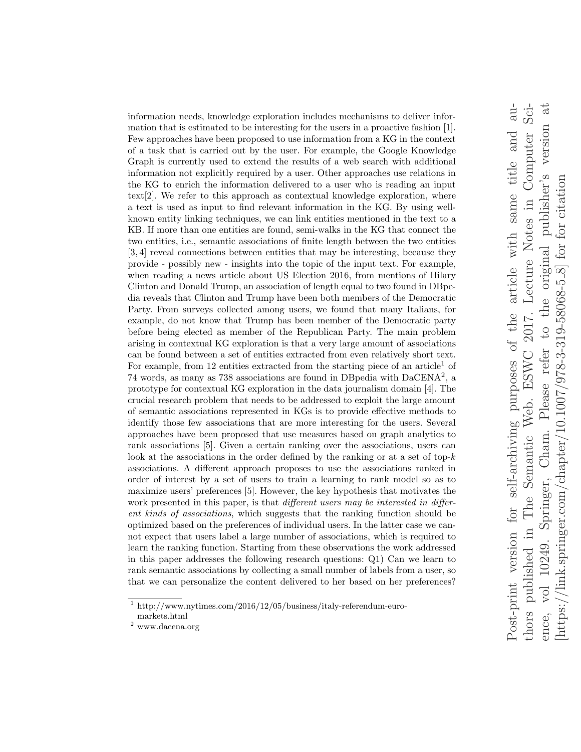information needs, knowledge exploration includes mechanisms to deliver information that is estimated to be interesting for the users in a proactive fashion [1]. Few approaches have been proposed to use information from a KG in the context of a task that is carried out by the user. For example, the Google Knowledge Graph is currently used to extend the results of a web search with additional information not explicitly required by a user. Other approaches use relations in the KG to enrich the information delivered to a user who is reading an input text[2]. We refer to this approach as contextual knowledge exploration, where a text is used as input to find relevant information in the KG. By using well-known entity linking techniques, we can link entities mentioned in the text to a KB. If more than one entities are found, semi-walks in the KG that connect the two entities, i.e., semantic associations of finite length between the two entities [3, 4] reveal connections between entities that may be interesting, because they provide - possibly new - insights into the topic of the input text. For example, when reading a news article about US Election 2016, from mentions of Hilary Clinton and Donald Trump, an association of length equal to two found in DBpedia reveals that Clinton and Trump have been both members of the Democratic Party. From surveys collected among users, we found that many Italians, for example, do not know that Trump has been member of the Democratic party before being elected as member of the Republican Party. The main problem arising in contextual KG exploration is that a very large amount of associations can be found between a set of entities extracted from even relatively short text. For example, from 12 entities extracted from the starting piece of an article[1] of 74 words, as many as 738 associations are found in DBpedia with DaCENA[2], a prototype for contextual KG exploration in the data journalism domain [4]. The crucial research problem that needs to be addressed to exploit the large amount of semantic associations represented in KGs is to provide effective methods to identify those few associations that are more interesting for the users. Several approaches have been proposed that use measures based on graph analytics to rank associations [5]. Given a certain ranking over the associations, users can look at the associations in the order defined by the ranking or at a set of top-$k$ associations. A different approach proposes to use the associations ranked in order of interest by a set of users to train a learning to rank model so as to maximize users' preferences [5]. However, the key hypothesis that motivates the work presented in this paper, is that *different users may be interested in different kinds of associations*, which suggests that the ranking function should be optimized based on the preferences of individual users. In the latter case we cannot expect that users label a large number of associations, which is required to learn the ranking function. Starting from these observations the work addressed in this paper addresses the following research questions: Q1) Can we learn to rank semantic associations by collecting a small number of labels from a user, so that we can personalize the content delivered to her based on her preferences?

[1] http://www.nytimes.com/2016/12/05/business/italy-referendum-euro-markets.html

[2] www.dacena.org

Post-print version for self-archiving purposes of the article with same title and authors published in The Semantic Web. ESWC 2017. Lecture Notes in Computer Science, vol 10249. Springer, Cham. Please refer to the original publisher's version at [https://link.springer.com/chapter/10.1007/978-3-319-58068-5_8] for citation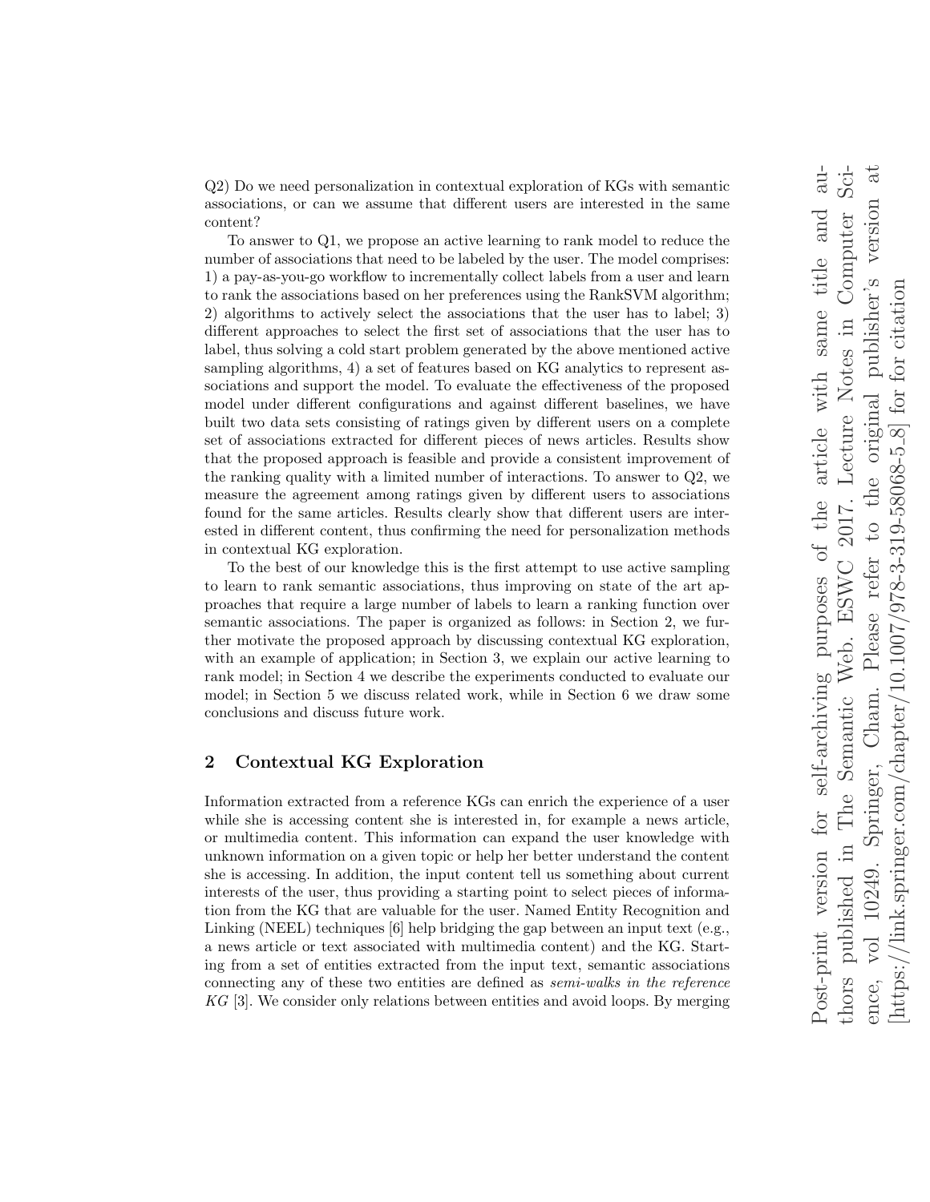Q2) Do we need personalization in contextual exploration of KGs with semantic associations, or can we assume that different users are interested in the same content?

To answer to Q1, we propose an active learning to rank model to reduce the number of associations that need to be labeled by the user. The model comprises: 1) a pay-as-you-go workflow to incrementally collect labels from a user and learn to rank the associations based on her preferences using the RankSVM algorithm; 2) algorithms to actively select the associations that the user has to label; 3) different approaches to select the first set of associations that the user has to label, thus solving a cold start problem generated by the above mentioned active sampling algorithms, 4) a set of features based on KG analytics to represent associations and support the model. To evaluate the effectiveness of the proposed model under different configurations and against different baselines, we have built two data sets consisting of ratings given by different users on a complete set of associations extracted for different pieces of news articles. Results show that the proposed approach is feasible and provide a consistent improvement of the ranking quality with a limited number of interactions. To answer to Q2, we measure the agreement among ratings given by different users to associations found for the same articles. Results clearly show that different users are interested in different content, thus confirming the need for personalization methods in contextual KG exploration.

To the best of our knowledge this is the first attempt to use active sampling to learn to rank semantic associations, thus improving on state of the art approaches that require a large number of labels to learn a ranking function over semantic associations. The paper is organized as follows: in Section 2, we further motivate the proposed approach by discussing contextual KG exploration, with an example of application; in Section 3, we explain our active learning to rank model; in Section 4 we describe the experiments conducted to evaluate our model; in Section 5 we discuss related work, while in Section 6 we draw some conclusions and discuss future work.

## 2 Contextual KG Exploration

Information extracted from a reference KGs can enrich the experience of a user while she is accessing content she is interested in, for example a news article, or multimedia content. This information can expand the user knowledge with unknown information on a given topic or help her better understand the content she is accessing. In addition, the input content tell us something about current interests of the user, thus providing a starting point to select pieces of information from the KG that are valuable for the user. Named Entity Recognition and Linking (NEEL) techniques [6] help bridging the gap between an input text (e.g., a news article or text associated with multimedia content) and the KG. Starting from a set of entities extracted from the input text, semantic associations connecting any of these two entities are defined as *semi-walks in the reference KG* [3]. We consider only relations between entities and avoid loops. By merging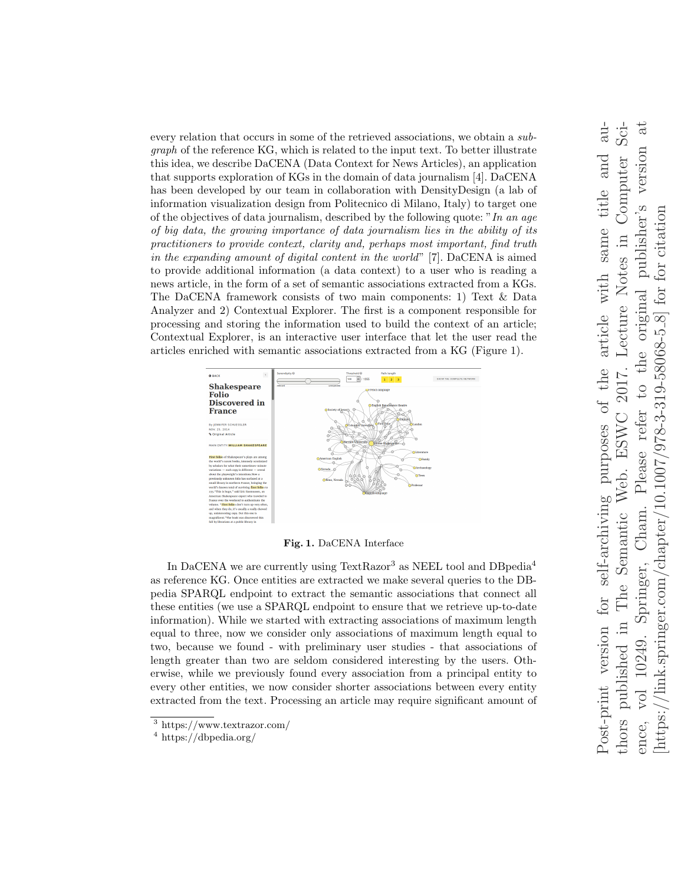every relation that occurs in some of the retrieved associations, we obtain a *subgraph* of the reference KG, which is related to the input text. To better illustrate this idea, we describe DaCENA (Data Context for News Articles), an application that supports exploration of KGs in the domain of data journalism [4]. DaCENA has been developed by our team in collaboration with DensityDesign (a lab of information visualization design from Politecnico di Milano, Italy) to target one of the objectives of data journalism, described by the following quote: "*In an age of big data, the growing importance of data journalism lies in the ability of its practitioners to provide context, clarity and, perhaps most important, find truth in the expanding amount of digital content in the world*" [7]. DaCENA is aimed to provide additional information (a data context) to a user who is reading a news article, in the form of a set of semantic associations extracted from a KGs. The DaCENA framework consists of two main components: 1) Text & Data Analyzer and 2) Contextual Explorer. The first is a component responsible for processing and storing the information used to build the context of an article; Contextual Explorer, is an interactive user interface that let the user read the articles enriched with semantic associations extracted from a KG (Figure 1).

**Fig. 1.** DaCENA Interface

In DaCENA we are currently using TextRazor[3] as NEEL tool and DBpedia[4] as reference KG. Once entities are extracted we make several queries to the DBpedia SPARQL endpoint to extract the semantic associations that connect all these entities (we use a SPARQL endpoint to ensure that we retrieve up-to-date information). While we started with extracting associations of maximum length equal to three, now we consider only associations of maximum length equal to two, because we found - with preliminary user studies - that associations of length greater than two are seldom considered interesting by the users. Otherwise, while we previously found every association from a principal entity to every other entities, we now consider shorter associations between every entity extracted from the text. Processing an article may require significant amount of

[3] https://www.textrazor.com/

[4] https://dbpedia.org/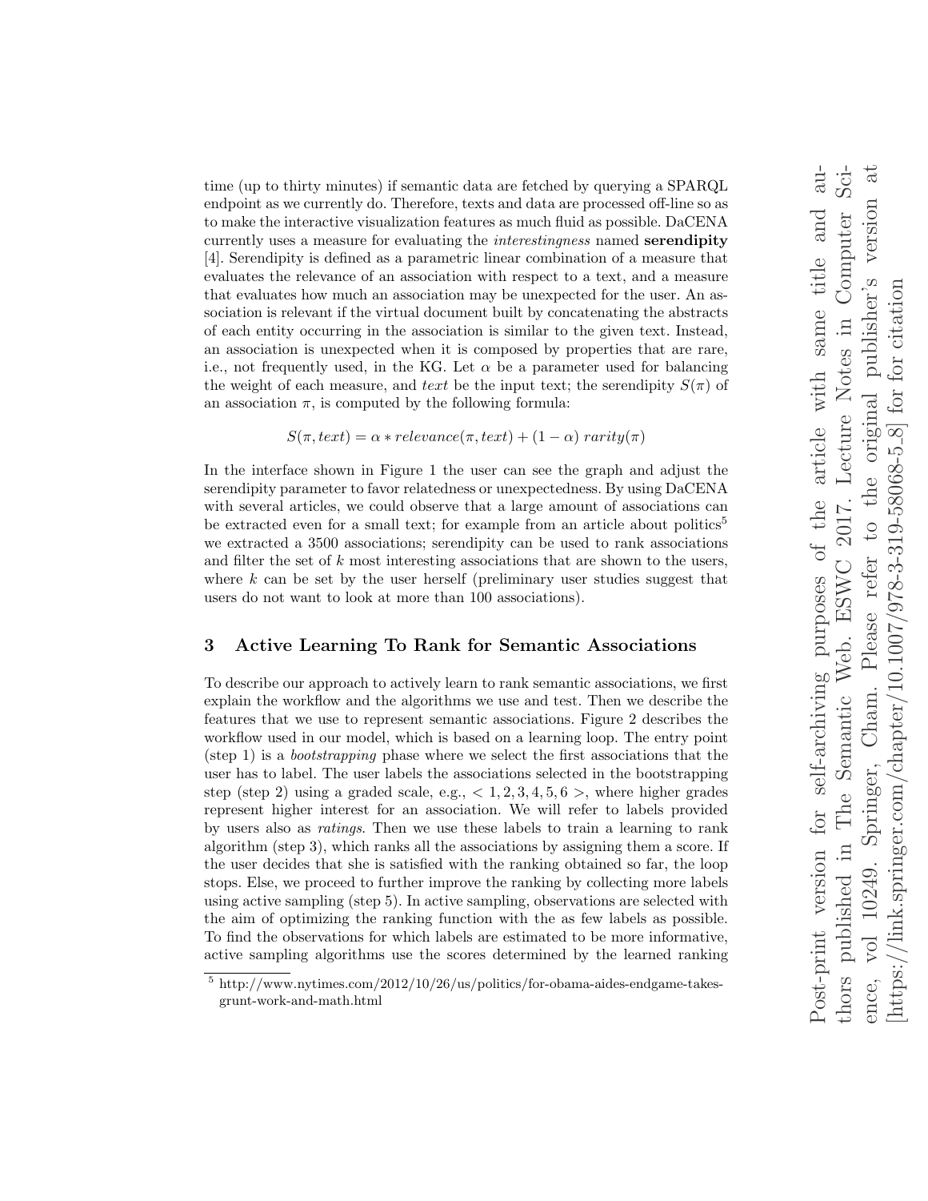time (up to thirty minutes) if semantic data are fetched by querying a SPARQL endpoint as we currently do. Therefore, texts and data are processed off-line so as to make the interactive visualization features as much fluid as possible. DaCENA currently uses a measure for evaluating the *interestingness* named **serendipity** [4]. Serendipity is defined as a parametric linear combination of a measure that evaluates the relevance of an association with respect to a text, and a measure that evaluates how much an association may be unexpected for the user. An association is relevant if the virtual document built by concatenating the abstracts of each entity occurring in the association is similar to the given text. Instead, an association is unexpected when it is composed by properties that are rare, i.e., not frequently used, in the KG. Let $\alpha$ be a parameter used for balancing the weight of each measure, and *text* be the input text; the serendipity $S(\pi)$ of an association $\pi$, is computed by the following formula:

$$S(\pi, text) = \alpha * relevance(\pi, text) + (1 - \alpha)\ rarity(\pi)$$

In the interface shown in Figure 1 the user can see the graph and adjust the serendipity parameter to favor relatedness or unexpectedness. By using DaCENA with several articles, we could observe that a large amount of associations can be extracted even for a small text; for example from an article about politics[5] we extracted a 3500 associations; serendipity can be used to rank associations and filter the set of $k$ most interesting associations that are shown to the users, where $k$ can be set by the user herself (preliminary user studies suggest that users do not want to look at more than 100 associations).

## 3 Active Learning To Rank for Semantic Associations

To describe our approach to actively learn to rank semantic associations, we first explain the workflow and the algorithms we use and test. Then we describe the features that we use to represent semantic associations. Figure 2 describes the workflow used in our model, which is based on a learning loop. The entry point (step 1) is a *bootstrapping* phase where we select the first associations that the user has to label. The user labels the associations selected in the bootstrapping step (step 2) using a graded scale, e.g., $< 1, 2, 3, 4, 5, 6 >$, where higher grades represent higher interest for an association. We will refer to labels provided by users also as *ratings*. Then we use these labels to train a learning to rank algorithm (step 3), which ranks all the associations by assigning them a score. If the user decides that she is satisfied with the ranking obtained so far, the loop stops. Else, we proceed to further improve the ranking by collecting more labels using active sampling (step 5). In active sampling, observations are selected with the aim of optimizing the ranking function with the as few labels as possible. To find the observations for which labels are estimated to be more informative, active sampling algorithms use the scores determined by the learned ranking

[5] http://www.nytimes.com/2012/10/26/us/politics/for-obama-aides-endgame-takes-grunt-work-and-math.html

Post-print version for self-archiving purposes of the article with same title and authors published in The Semantic Web. ESWC 2017. Lecture Notes in Computer Science, vol 10249. Springer, Cham. Please refer to the original publisher's version at [https://link.springer.com/chapter/10.1007/978-3-319-58068-5_8] for citation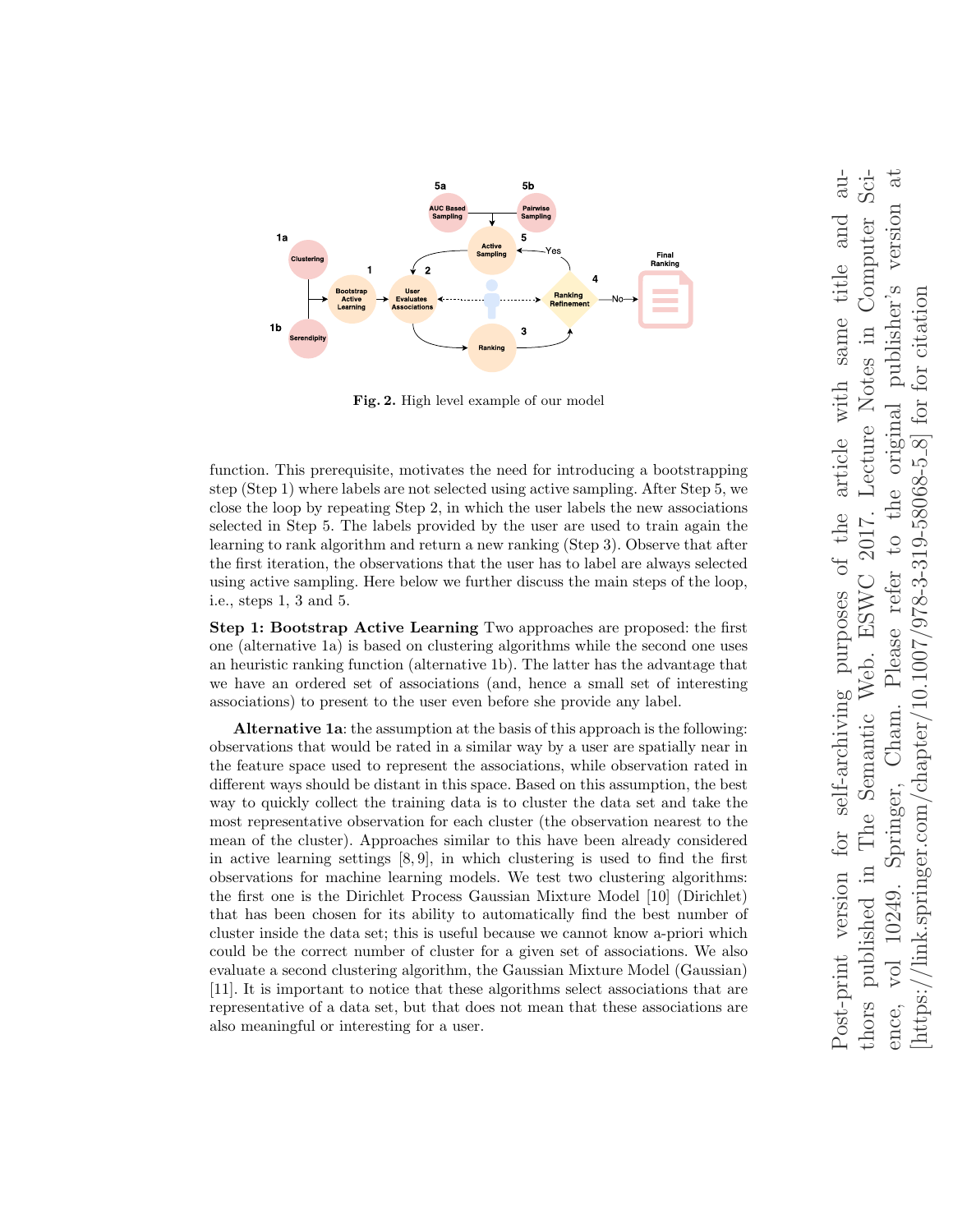Fig. 2. High level example of our model

function. This prerequisite, motivates the need for introducing a bootstrapping step (Step 1) where labels are not selected using active sampling. After Step 5, we close the loop by repeating Step 2, in which the user labels the new associations selected in Step 5. The labels provided by the user are used to train again the learning to rank algorithm and return a new ranking (Step 3). Observe that after the first iteration, the observations that the user has to label are always selected using active sampling. Here below we further discuss the main steps of the loop, i.e., steps 1, 3 and 5.

**Step 1: Bootstrap Active Learning** Two approaches are proposed: the first one (alternative 1a) is based on clustering algorithms while the second one uses an heuristic ranking function (alternative 1b). The latter has the advantage that we have an ordered set of associations (and, hence a small set of interesting associations) to present to the user even before she provide any label.

**Alternative 1a**: the assumption at the basis of this approach is the following: observations that would be rated in a similar way by a user are spatially near in the feature space used to represent the associations, while observation rated in different ways should be distant in this space. Based on this assumption, the best way to quickly collect the training data is to cluster the data set and take the most representative observation for each cluster (the observation nearest to the mean of the cluster). Approaches similar to this have been already considered in active learning settings [8,9], in which clustering is used to find the first observations for machine learning models. We test two clustering algorithms: the first one is the Dirichlet Process Gaussian Mixture Model [10] (Dirichlet) that has been chosen for its ability to automatically find the best number of cluster inside the data set; this is useful because we cannot know a-priori which could be the correct number of cluster for a given set of associations. We also evaluate a second clustering algorithm, the Gaussian Mixture Model (Gaussian) [11]. It is important to notice that these algorithms select associations that are representative of a data set, but that does not mean that these associations are also meaningful or interesting for a user.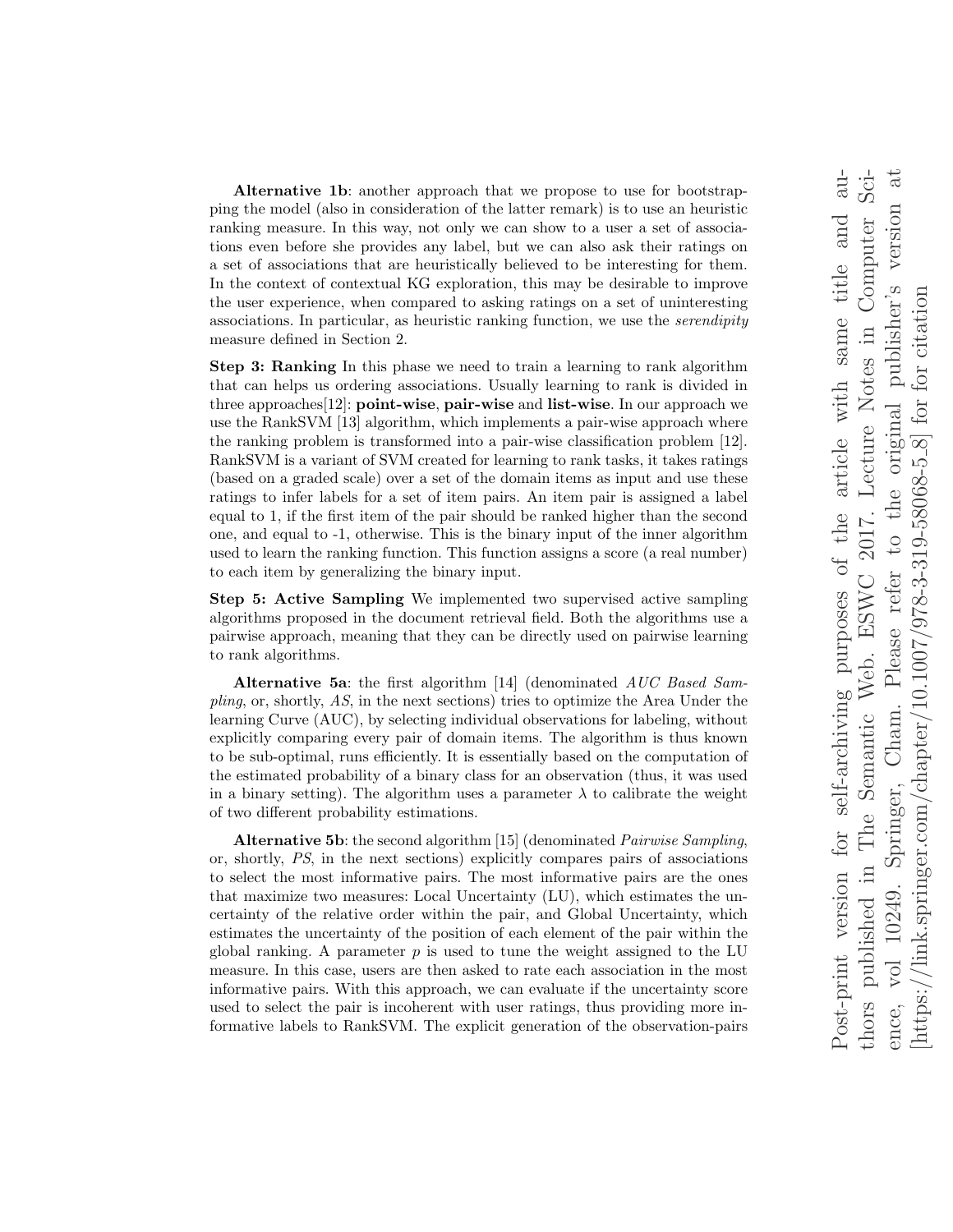**Alternative 1b**: another approach that we propose to use for bootstrapping the model (also in consideration of the latter remark) is to use an heuristic ranking measure. In this way, not only we can show to a user a set of associations even before she provides any label, but we can also ask their ratings on a set of associations that are heuristically believed to be interesting for them. In the context of contextual KG exploration, this may be desirable to improve the user experience, when compared to asking ratings on a set of uninteresting associations. In particular, as heuristic ranking function, we use the *serendipity* measure defined in Section 2.

**Step 3: Ranking** In this phase we need to train a learning to rank algorithm that can helps us ordering associations. Usually learning to rank is divided in three approaches[12]: **point-wise**, **pair-wise** and **list-wise**. In our approach we use the RankSVM [13] algorithm, which implements a pair-wise approach where the ranking problem is transformed into a pair-wise classification problem [12]. RankSVM is a variant of SVM created for learning to rank tasks, it takes ratings (based on a graded scale) over a set of the domain items as input and use these ratings to infer labels for a set of item pairs. An item pair is assigned a label equal to 1, if the first item of the pair should be ranked higher than the second one, and equal to -1, otherwise. This is the binary input of the inner algorithm used to learn the ranking function. This function assigns a score (a real number) to each item by generalizing the binary input.

**Step 5: Active Sampling** We implemented two supervised active sampling algorithms proposed in the document retrieval field. Both the algorithms use a pairwise approach, meaning that they can be directly used on pairwise learning to rank algorithms.

**Alternative 5a**: the first algorithm [14] (denominated *AUC Based Sampling*, or, shortly, *AS*, in the next sections) tries to optimize the Area Under the learning Curve (AUC), by selecting individual observations for labeling, without explicitly comparing every pair of domain items. The algorithm is thus known to be sub-optimal, runs efficiently. It is essentially based on the computation of the estimated probability of a binary class for an observation (thus, it was used in a binary setting). The algorithm uses a parameter $\lambda$ to calibrate the weight of two different probability estimations.

**Alternative 5b**: the second algorithm [15] (denominated *Pairwise Sampling*, or, shortly, *PS*, in the next sections) explicitly compares pairs of associations to select the most informative pairs. The most informative pairs are the ones that maximize two measures: Local Uncertainty (LU), which estimates the uncertainty of the relative order within the pair, and Global Uncertainty, which estimates the uncertainty of the position of each element of the pair within the global ranking. A parameter $p$ is used to tune the weight assigned to the LU measure. In this case, users are then asked to rate each association in the most informative pairs. With this approach, we can evaluate if the uncertainty score used to select the pair is incoherent with user ratings, thus providing more informative labels to RankSVM. The explicit generation of the observation-pairs

Post-print version for self-archiving purposes of the article with same title and authors published in The Semantic Web. ESWC 2017. Lecture Notes in Computer Science, vol 10249. Springer, Cham. Please refer to the original publisher's version at [https://link.springer.com/chapter/10.1007/978-3-319-58068-5_8] for for citation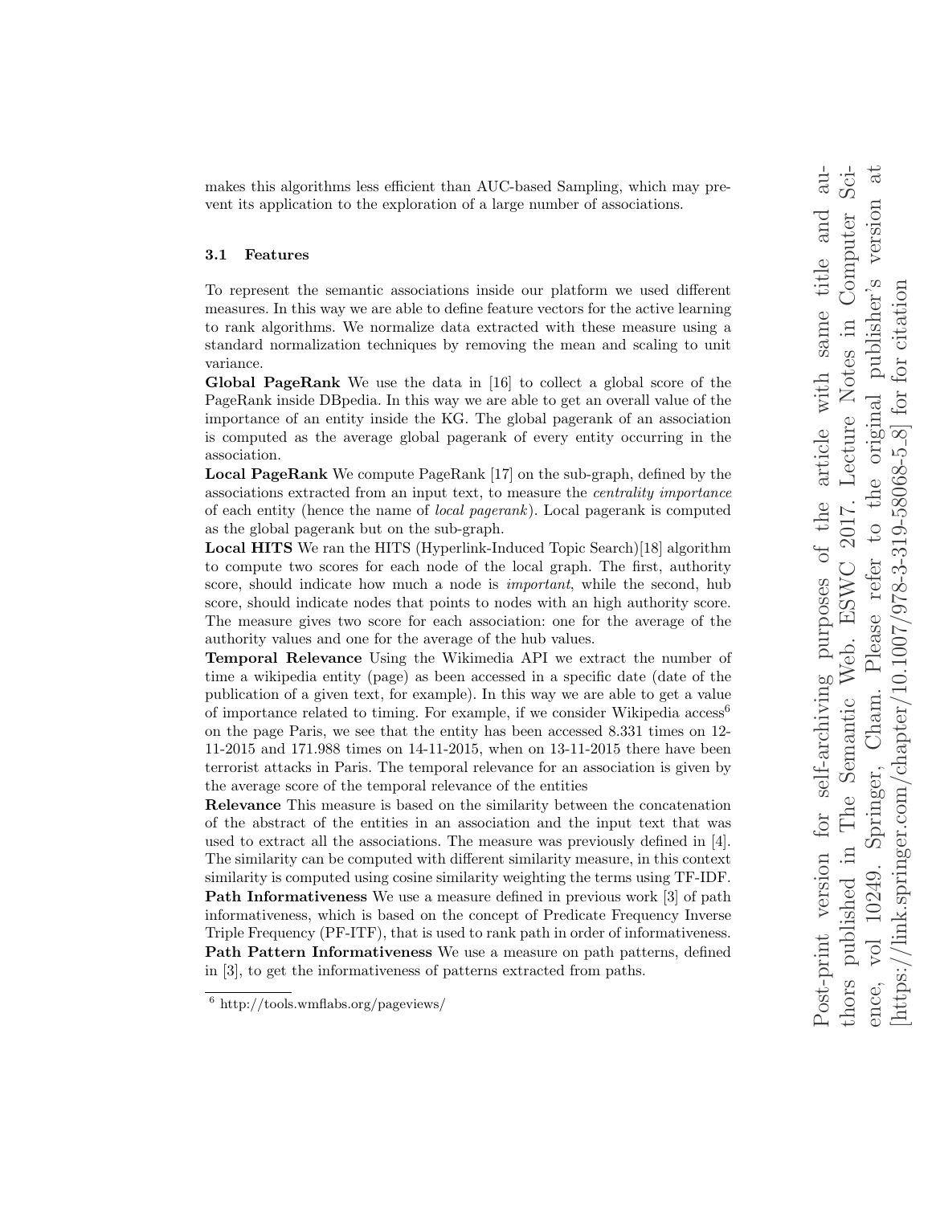makes this algorithms less efficient than AUC-based Sampling, which may prevent its application to the exploration of a large number of associations.

### 3.1 Features

To represent the semantic associations inside our platform we used different measures. In this way we are able to define feature vectors for the active learning to rank algorithms. We normalize data extracted with these measure using a standard normalization techniques by removing the mean and scaling to unit variance.

**Global PageRank** We use the data in [16] to collect a global score of the PageRank inside DBpedia. In this way we are able to get an overall value of the importance of an entity inside the KG. The global pagerank of an association is computed as the average global pagerank of every entity occurring in the association.

**Local PageRank** We compute PageRank [17] on the sub-graph, defined by the associations extracted from an input text, to measure the *centrality importance* of each entity (hence the name of *local pagerank*). Local pagerank is computed as the global pagerank but on the sub-graph.

**Local HITS** We ran the HITS (Hyperlink-Induced Topic Search)[18] algorithm to compute two scores for each node of the local graph. The first, authority score, should indicate how much a node is *important*, while the second, hub score, should indicate nodes that points to nodes with an high authority score. The measure gives two score for each association: one for the average of the authority values and one for the average of the hub values.

**Temporal Relevance** Using the Wikimedia API we extract the number of time a wikipedia entity (page) as been accessed in a specific date (date of the publication of a given text, for example). In this way we are able to get a value of importance related to timing. For example, if we consider Wikipedia access[6] on the page Paris, we see that the entity has been accessed 8.331 times on 12-11-2015 and 171.988 times on 14-11-2015, when on 13-11-2015 there have been terrorist attacks in Paris. The temporal relevance for an association is given by the average score of the temporal relevance of the entities

**Relevance** This measure is based on the similarity between the concatenation of the abstract of the entities in an association and the input text that was used to extract all the associations. The measure was previously defined in [4]. The similarity can be computed with different similarity measure, in this context similarity is computed using cosine similarity weighting the terms using TF-IDF.

**Path Informativeness** We use a measure defined in previous work [3] of path informativeness, which is based on the concept of Predicate Frequency Inverse Triple Frequency (PF-ITF), that is used to rank path in order of informativeness.

**Path Pattern Informativeness** We use a measure on path patterns, defined in [3], to get the informativeness of patterns extracted from paths.

---

[6] http://tools.wmflabs.org/pageviews/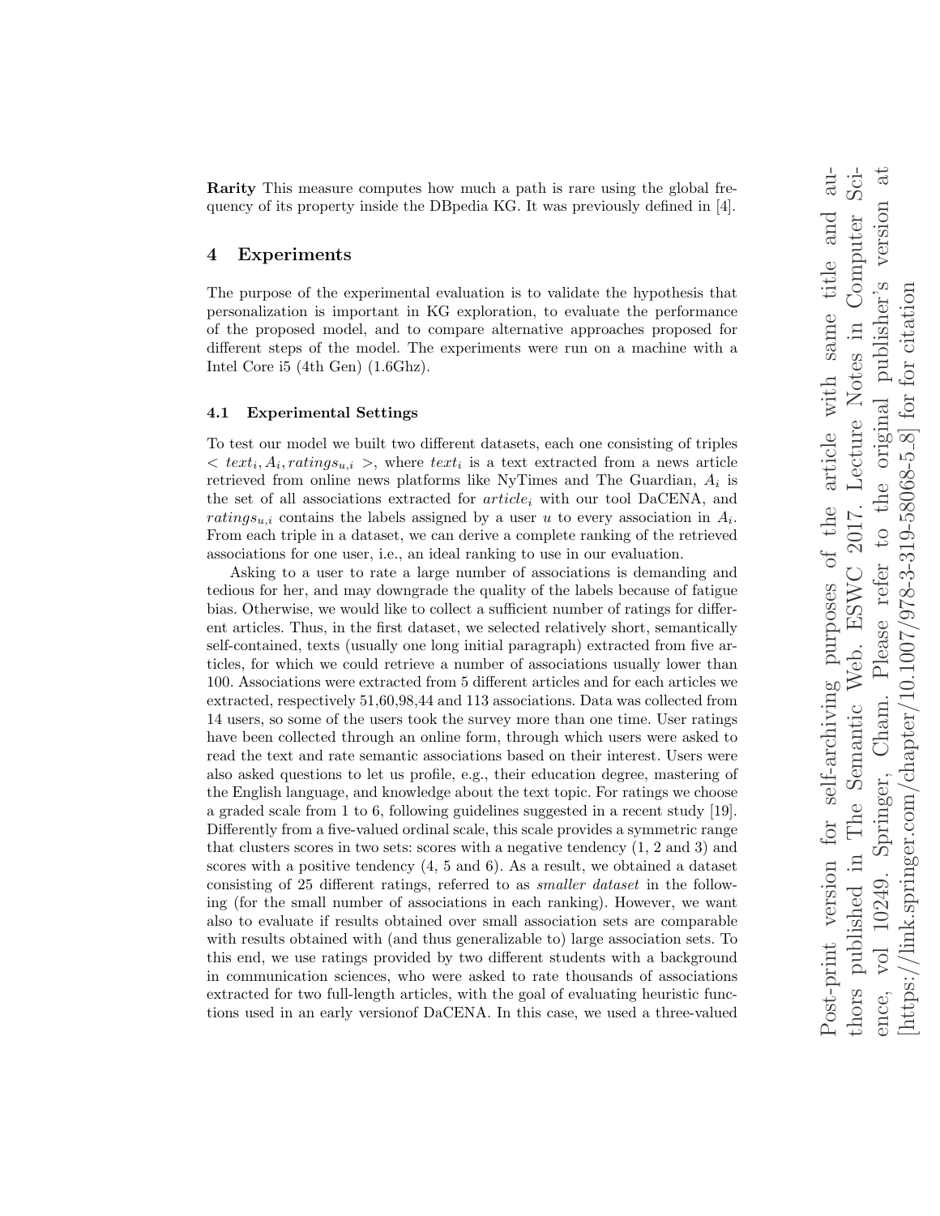**Rarity** This measure computes how much a path is rare using the global frequency of its property inside the DBpedia KG. It was previously defined in [4].

## 4 Experiments

The purpose of the experimental evaluation is to validate the hypothesis that personalization is important in KG exploration, to evaluate the performance of the proposed model, and to compare alternative approaches proposed for different steps of the model. The experiments were run on a machine with a Intel Core i5 (4th Gen) (1.6Ghz).

### 4.1 Experimental Settings

To test our model we built two different datasets, each one consisting of triples $< text_i, A_i, ratings_{u,i} >$, where $text_i$ is a text extracted from a news article retrieved from online news platforms like NyTimes and The Guardian, $A_i$ is the set of all associations extracted for $article_i$ with our tool DaCENA, and $ratings_{u,i}$ contains the labels assigned by a user $u$ to every association in $A_i$. From each triple in a dataset, we can derive a complete ranking of the retrieved associations for one user, i.e., an ideal ranking to use in our evaluation.

Asking to a user to rate a large number of associations is demanding and tedious for her, and may downgrade the quality of the labels because of fatigue bias. Otherwise, we would like to collect a sufficient number of ratings for different articles. Thus, in the first dataset, we selected relatively short, semantically self-contained, texts (usually one long initial paragraph) extracted from five articles, for which we could retrieve a number of associations usually lower than 100. Associations were extracted from 5 different articles and for each articles we extracted, respectively 51,60,98,44 and 113 associations. Data was collected from 14 users, so some of the users took the survey more than one time. User ratings have been collected through an online form, through which users were asked to read the text and rate semantic associations based on their interest. Users were also asked questions to let us profile, e.g., their education degree, mastering of the English language, and knowledge about the text topic. For ratings we choose a graded scale from 1 to 6, following guidelines suggested in a recent study [19]. Differently from a five-valued ordinal scale, this scale provides a symmetric range that clusters scores in two sets: scores with a negative tendency (1, 2 and 3) and scores with a positive tendency (4, 5 and 6). As a result, we obtained a dataset consisting of 25 different ratings, referred to as *smaller dataset* in the following (for the small number of associations in each ranking). However, we want also to evaluate if results obtained over small association sets are comparable with results obtained with (and thus generalizable to) large association sets. To this end, we use ratings provided by two different students with a background in communication sciences, who were asked to rate thousands of associations extracted for two full-length articles, with the goal of evaluating heuristic functions used in an early versionof DaCENA. In this case, we used a three-valued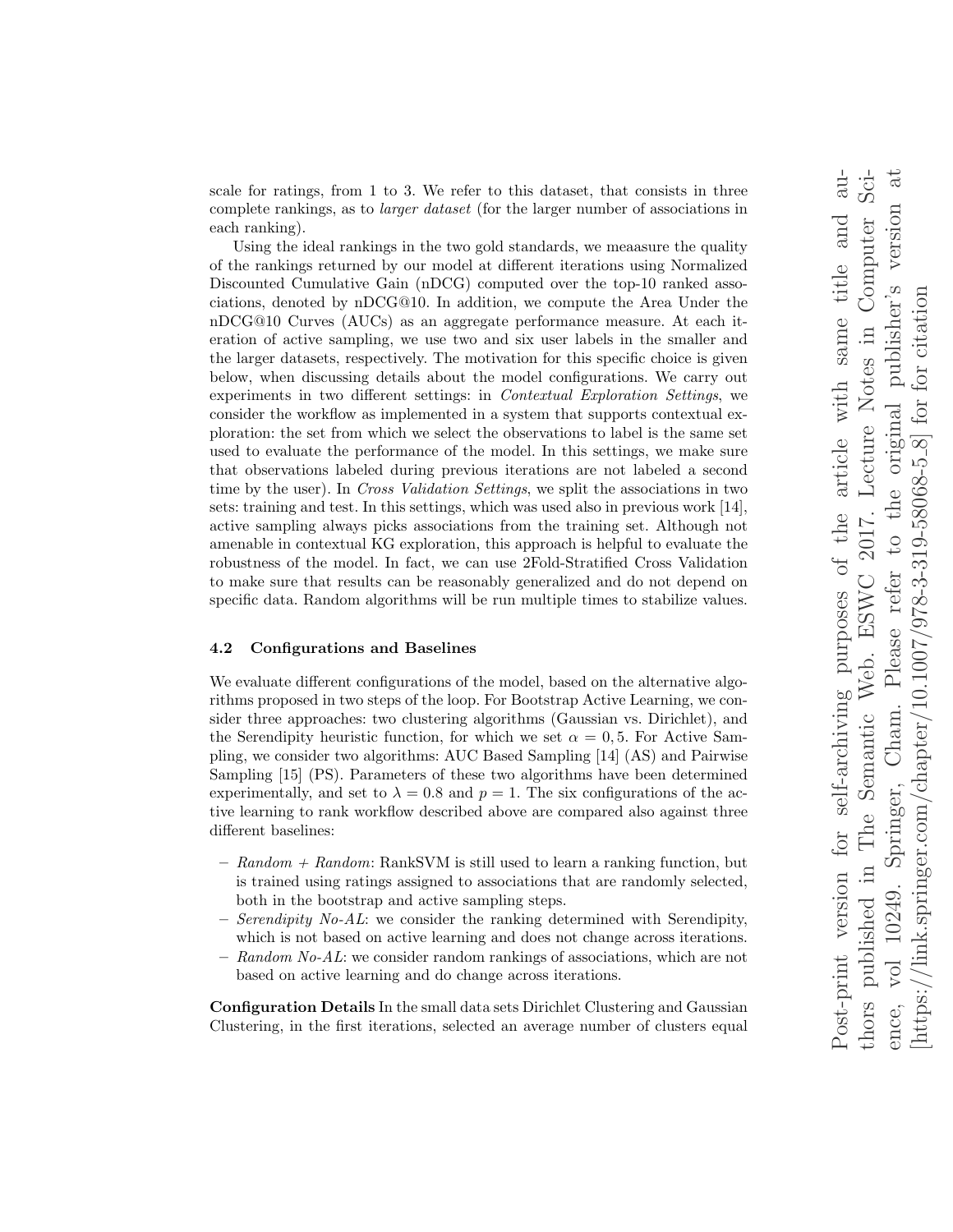scale for ratings, from 1 to 3. We refer to this dataset, that consists in three complete rankings, as to *larger dataset* (for the larger number of associations in each ranking).

Using the ideal rankings in the two gold standards, we meaasure the quality of the rankings returned by our model at different iterations using Normalized Discounted Cumulative Gain (nDCG) computed over the top-10 ranked associations, denoted by nDCG@10. In addition, we compute the Area Under the nDCG@10 Curves (AUCs) as an aggregate performance measure. At each iteration of active sampling, we use two and six user labels in the smaller and the larger datasets, respectively. The motivation for this specific choice is given below, when discussing details about the model configurations. We carry out experiments in two different settings: in *Contextual Exploration Settings*, we consider the workflow as implemented in a system that supports contextual exploration: the set from which we select the observations to label is the same set used to evaluate the performance of the model. In this settings, we make sure that observations labeled during previous iterations are not labeled a second time by the user). In *Cross Validation Settings*, we split the associations in two sets: training and test. In this settings, which was used also in previous work [14], active sampling always picks associations from the training set. Although not amenable in contextual KG exploration, this approach is helpful to evaluate the robustness of the model. In fact, we can use 2Fold-Stratified Cross Validation to make sure that results can be reasonably generalized and do not depend on specific data. Random algorithms will be run multiple times to stabilize values.

### 4.2 Configurations and Baselines

We evaluate different configurations of the model, based on the alternative algorithms proposed in two steps of the loop. For Bootstrap Active Learning, we consider three approaches: two clustering algorithms (Gaussian vs. Dirichlet), and the Serendipity heuristic function, for which we set $\alpha = 0,5$. For Active Sampling, we consider two algorithms: AUC Based Sampling [14] (AS) and Pairwise Sampling [15] (PS). Parameters of these two algorithms have been determined experimentally, and set to $\lambda = 0.8$ and $p = 1$. The six configurations of the active learning to rank workflow described above are compared also against three different baselines:

- *Random + Random*: RankSVM is still used to learn a ranking function, but is trained using ratings assigned to associations that are randomly selected, both in the bootstrap and active sampling steps.
- *Serendipity No-AL*: we consider the ranking determined with Serendipity, which is not based on active learning and does not change across iterations.
- *Random No-AL*: we consider random rankings of associations, which are not based on active learning and do change across iterations.

**Configuration Details** In the small data sets Dirichlet Clustering and Gaussian Clustering, in the first iterations, selected an average number of clusters equal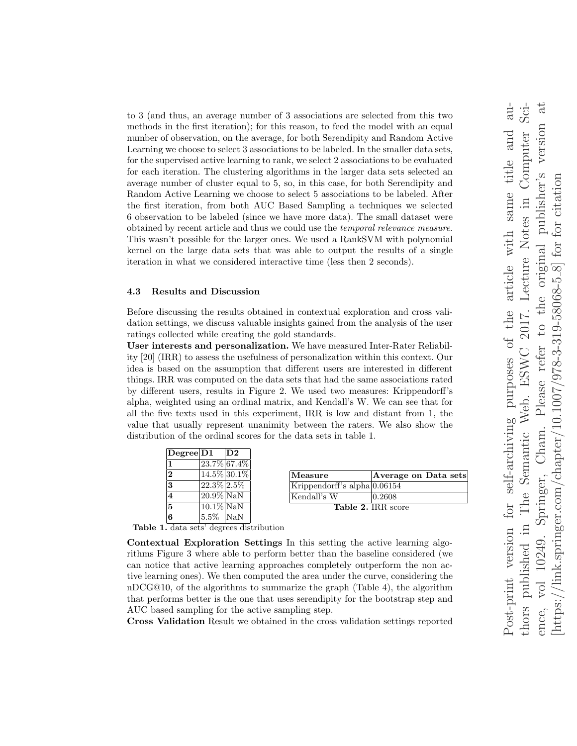to 3 (and thus, an average number of 3 associations are selected from this two methods in the first iteration); for this reason, to feed the model with an equal number of observation, on the average, for both Serendipity and Random Active Learning we choose to select 3 associations to be labeled. In the smaller data sets, for the supervised active learning to rank, we select 2 associations to be evaluated for each iteration. The clustering algorithms in the larger data sets selected an average number of cluster equal to 5, so, in this case, for both Serendipity and Random Active Learning we choose to select 5 associations to be labeled. After the first iteration, from both AUC Based Sampling a techniques we selected 6 observation to be labeled (since we have more data). The small dataset were obtained by recent article and thus we could use the *temporal relevance measure*. This wasn't possible for the larger ones. We used a RankSVM with polynomial kernel on the large data sets that was able to output the results of a single iteration in what we considered interactive time (less then 2 seconds).

### 4.3 Results and Discussion

Before discussing the results obtained in contextual exploration and cross validation settings, we discuss valuable insights gained from the analysis of the user ratings collected while creating the gold standards.

**User interests and personalization.** We have measured Inter-Rater Reliability [20] (IRR) to assess the usefulness of personalization within this context. Our idea is based on the assumption that different users are interested in different things. IRR was computed on the data sets that had the same associations rated by different users, results in Figure 2. We used two measures: Krippendorff's alpha, weighted using an ordinal matrix, and Kendall's W. We can see that for all the five texts used in this experiment, IRR is low and distant from 1, the value that usually represent unanimity between the raters. We also show the distribution of the ordinal scores for the data sets in table 1.

| Degree | D1 | D2 |
|---|---|---|
| 1 | 23.7% | 67.4% |
| 2 | 14.5% | 30.1% |
| 3 | 22.3% | 2.5% |
| 4 | 20.9% | NaN |
| 5 | 10.1% | NaN |
| 6 | 5.5% | NaN |

**Table 1.** data sets' degrees distribution

| Measure | Average on Data sets |
|---|---|
| Krippendorff's alpha | 0.06154 |
| Kendall's W | 0.2608 |

**Table 2.** IRR score

**Contextual Exploration Settings** In this setting the active learning algorithms Figure 3 where able to perform better than the baseline considered (we can notice that active learning approaches completely outperform the non active learning ones). We then computed the area under the curve, considering the nDCG@10, of the algorithms to summarize the graph (Table 4), the algorithm that performs better is the one that uses serendipity for the bootstrap step and AUC based sampling for the active sampling step.

**Cross Validation** Result we obtained in the cross validation settings reported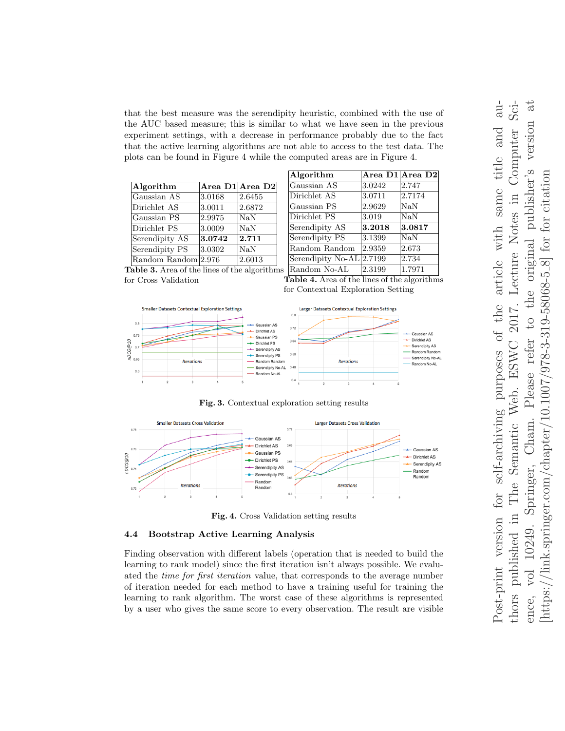that the best measure was the serendipity heuristic, combined with the use of the AUC based measure; this is similar to what we have seen in the previous experiment settings, with a decrease in performance probably due to the fact that the active learning algorithms are not able to access to the test data. The plots can be found in Figure 4 while the computed areas are in Figure 4.

| Algorithm | Area D1 | Area D2 |
|---|---|---|
| Gaussian AS | 3.0168 | 2.6455 |
| Dirichlet AS | 3.0011 | 2.6872 |
| Gaussian PS | 2.9975 | NaN |
| Dirichlet PS | 3.0009 | NaN |
| Serendipity AS | **3.0742** | **2.711** |
| Serendipity PS | 3.0302 | NaN |
| Random Random | 2.976 | 2.6013 |

**Table 3.** Area of the lines of the algorithms for Cross Validation

| Algorithm | Area D1 | Area D2 |
|---|---|---|
| Gaussian AS | 3.0242 | 2.747 |
| Dirichlet AS | 3.0711 | 2.7174 |
| Gaussian PS | 2.9629 | NaN |
| Dirichlet PS | 3.019 | NaN |
| Serendipity AS | **3.2018** | **3.0817** |
| Serendipity PS | 3.1399 | NaN |
| Random Random | 2.9359 | 2.673 |
| Serendipity No-AL | 2.7199 | 2.734 |
| Random No-AL | 2.3199 | 1.7971 |

**Table 4.** Area of the lines of the algorithms for Contextual Exploration Setting

**Fig. 3.** Contextual exploration setting results

**Fig. 4.** Cross Validation setting results

### 4.4 Bootstrap Active Learning Analysis

Finding observation with different labels (operation that is needed to build the learning to rank model) since the first iteration isn't always possible. We evaluated the *time for first iteration* value, that corresponds to the average number of iteration needed for each method to have a training useful for training the learning to rank algorithm. The worst case of these algorithms is represented by a user who gives the same score to every observation. The result are visible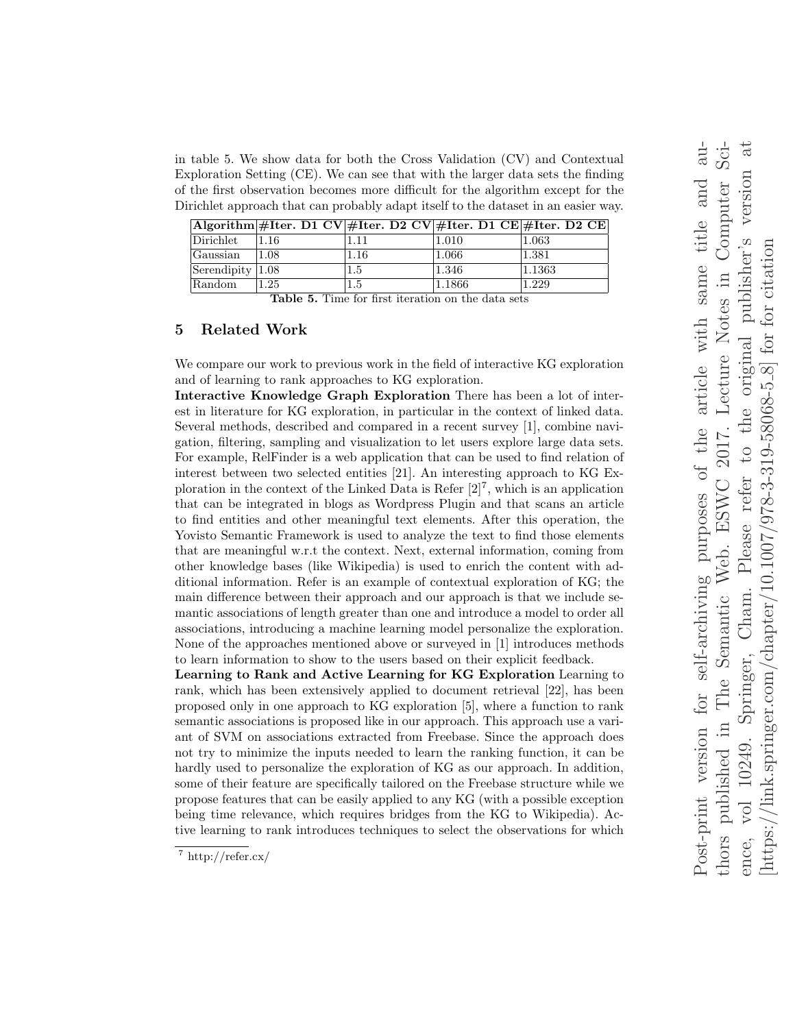in table 5. We show data for both the Cross Validation (CV) and Contextual Exploration Setting (CE). We can see that with the larger data sets the finding of the first observation becomes more difficult for the algorithm except for the Dirichlet approach that can probably adapt itself to the dataset in an easier way.

| **Algorithm** | **#Iter. D1 CV** | **#Iter. D2 CV** | **#Iter. D1 CE** | **#Iter. D2 CE** |
|---|---|---|---|---|
| Dirichlet | 1.16 | 1.11 | 1.010 | 1.063 |
| Gaussian | 1.08 | 1.16 | 1.066 | 1.381 |
| Serendipity | 1.08 | 1.5 | 1.346 | 1.1363 |
| Random | 1.25 | 1.5 | 1.1866 | 1.229 |

**Table 5.** Time for first iteration on the data sets

## 5 Related Work

We compare our work to previous work in the field of interactive KG exploration and of learning to rank approaches to KG exploration.

**Interactive Knowledge Graph Exploration** There has been a lot of interest in literature for KG exploration, in particular in the context of linked data. Several methods, described and compared in a recent survey [1], combine navigation, filtering, sampling and visualization to let users explore large data sets. For example, RelFinder is a web application that can be used to find relation of interest between two selected entities [21]. An interesting approach to KG Exploration in the context of the Linked Data is Refer [2][7], which is an application that can be integrated in blogs as Wordpress Plugin and that scans an article to find entities and other meaningful text elements. After this operation, the Yovisto Semantic Framework is used to analyze the text to find those elements that are meaningful w.r.t the context. Next, external information, coming from other knowledge bases (like Wikipedia) is used to enrich the content with additional information. Refer is an example of contextual exploration of KG; the main difference between their approach and our approach is that we include semantic associations of length greater than one and introduce a model to order all associations, introducing a machine learning model personalize the exploration. None of the approaches mentioned above or surveyed in [1] introduces methods to learn information to show to the users based on their explicit feedback.

**Learning to Rank and Active Learning for KG Exploration** Learning to rank, which has been extensively applied to document retrieval [22], has been proposed only in one approach to KG exploration [5], where a function to rank semantic associations is proposed like in our approach. This approach use a variant of SVM on associations extracted from Freebase. Since the approach does not try to minimize the inputs needed to learn the ranking function, it can be hardly used to personalize the exploration of KG as our approach. In addition, some of their feature are specifically tailored on the Freebase structure while we propose features that can be easily applied to any KG (with a possible exception being time relevance, which requires bridges from the KG to Wikipedia). Active learning to rank introduces techniques to select the observations for which

[7] http://refer.cx/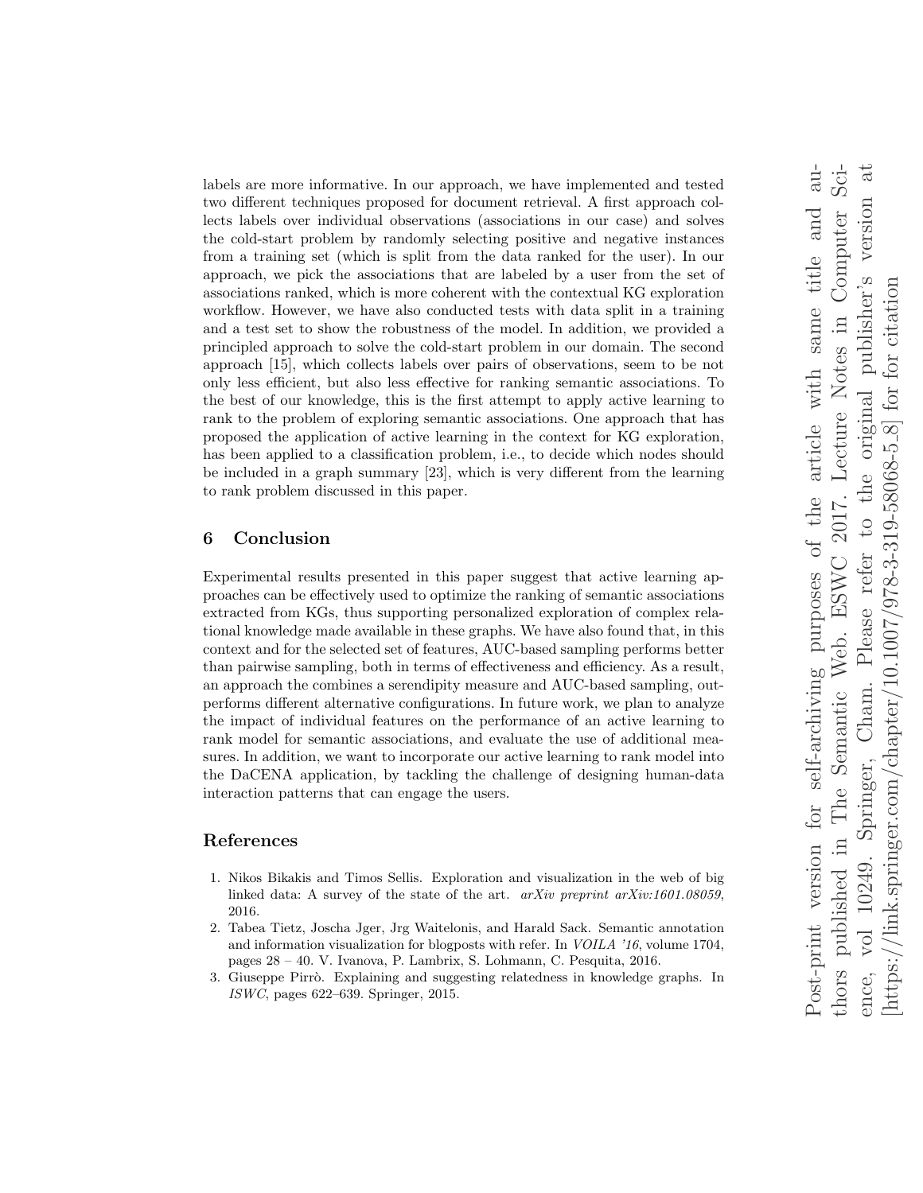labels are more informative. In our approach, we have implemented and tested two different techniques proposed for document retrieval. A first approach collects labels over individual observations (associations in our case) and solves the cold-start problem by randomly selecting positive and negative instances from a training set (which is split from the data ranked for the user). In our approach, we pick the associations that are labeled by a user from the set of associations ranked, which is more coherent with the contextual KG exploration workflow. However, we have also conducted tests with data split in a training and a test set to show the robustness of the model. In addition, we provided a principled approach to solve the cold-start problem in our domain. The second approach [15], which collects labels over pairs of observations, seem to be not only less efficient, but also less effective for ranking semantic associations. To the best of our knowledge, this is the first attempt to apply active learning to rank to the problem of exploring semantic associations. One approach that has proposed the application of active learning in the context for KG exploration, has been applied to a classification problem, i.e., to decide which nodes should be included in a graph summary [23], which is very different from the learning to rank problem discussed in this paper.

## 6 Conclusion

Experimental results presented in this paper suggest that active learning approaches can be effectively used to optimize the ranking of semantic associations extracted from KGs, thus supporting personalized exploration of complex relational knowledge made available in these graphs. We have also found that, in this context and for the selected set of features, AUC-based sampling performs better than pairwise sampling, both in terms of effectiveness and efficiency. As a result, an approach the combines a serendipity measure and AUC-based sampling, outperforms different alternative configurations. In future work, we plan to analyze the impact of individual features on the performance of an active learning to rank model for semantic associations, and evaluate the use of additional measures. In addition, we want to incorporate our active learning to rank model into the DaCENA application, by tackling the challenge of designing human-data interaction patterns that can engage the users.

## References

1. Nikos Bikakis and Timos Sellis. Exploration and visualization in the web of big linked data: A survey of the state of the art. *arXiv preprint arXiv:1601.08059*, 2016.
2. Tabea Tietz, Joscha Jger, Jrg Waitelonis, and Harald Sack. Semantic annotation and information visualization for blogposts with refer. In *VOILA '16*, volume 1704, pages 28 – 40. V. Ivanova, P. Lambrix, S. Lohmann, C. Pesquita, 2016.
3. Giuseppe Pirrò. Explaining and suggesting relatedness in knowledge graphs. In *ISWC*, pages 622–639. Springer, 2015.

Post-print version for self-archiving purposes of the article with same title and authors published in The Semantic Web. ESWC 2017. Lecture Notes in Computer Science, vol 10249. Springer, Cham. Please refer to the original publisher's version at [https://link.springer.com/chapter/10.1007/978-3-319-58068-5_8] for for citation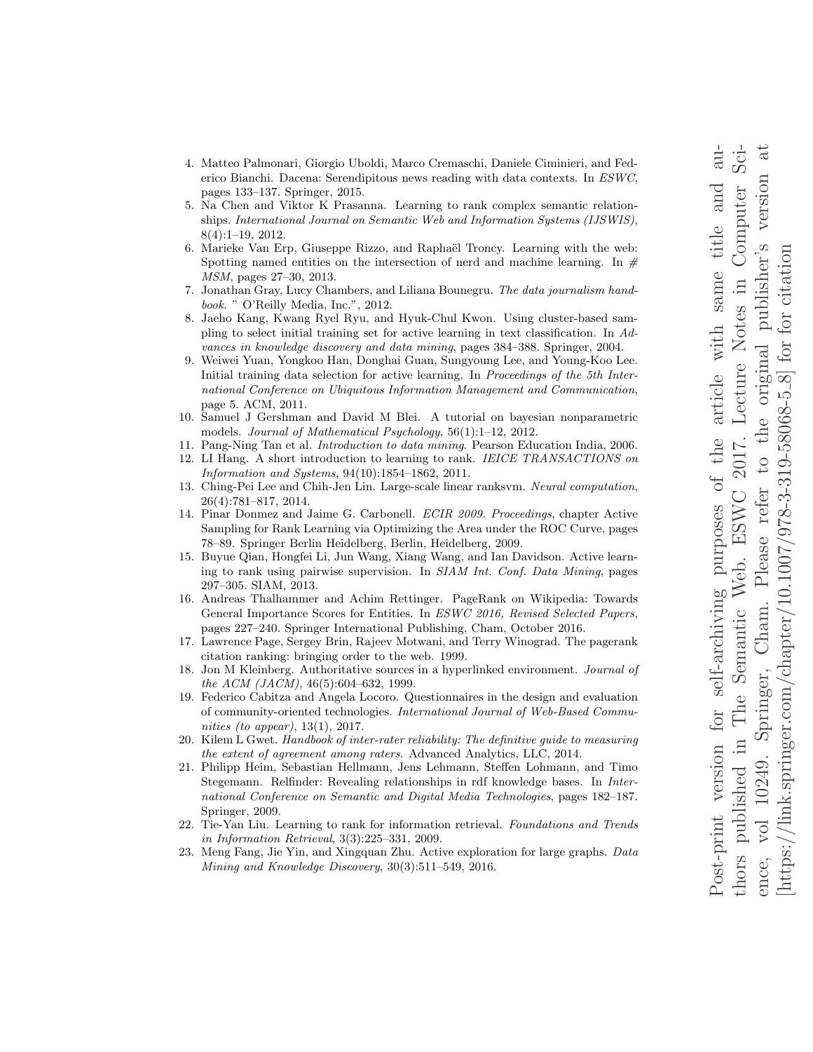4. Matteo Palmonari, Giorgio Uboldi, Marco Cremaschi, Daniele Ciminieri, and Federico Bianchi. Dacena: Serendipitous news reading with data contexts. In *ESWC*, pages 133–137. Springer, 2015.
5. Na Chen and Viktor K Prasanna. Learning to rank complex semantic relationships. *International Journal on Semantic Web and Information Systems (IJSWIS)*, 8(4):1–19, 2012.
6. Marieke Van Erp, Giuseppe Rizzo, and Raphaël Troncy. Learning with the web: Spotting named entities on the intersection of nerd and machine learning. In *# MSM*, pages 27–30, 2013.
7. Jonathan Gray, Lucy Chambers, and Liliana Bounegru. *The data journalism handbook*. " O'Reilly Media, Inc.", 2012.
8. Jaeho Kang, Kwang Ryel Ryu, and Hyuk-Chul Kwon. Using cluster-based sampling to select initial training set for active learning in text classification. In *Advances in knowledge discovery and data mining*, pages 384–388. Springer, 2004.
9. Weiwei Yuan, Yongkoo Han, Donghai Guan, Sungyoung Lee, and Young-Koo Lee. Initial training data selection for active learning. In *Proceedings of the 5th International Conference on Ubiquitous Information Management and Communication*, page 5. ACM, 2011.
10. Samuel J Gershman and David M Blei. A tutorial on bayesian nonparametric models. *Journal of Mathematical Psychology*, 56(1):1–12, 2012.
11. Pang-Ning Tan et al. *Introduction to data mining*. Pearson Education India, 2006.
12. LI Hang. A short introduction to learning to rank. *IEICE TRANSACTIONS on Information and Systems*, 94(10):1854–1862, 2011.
13. Ching-Pei Lee and Chih-Jen Lin. Large-scale linear ranksvm. *Neural computation*, 26(4):781–817, 2014.
14. Pinar Donmez and Jaime G. Carbonell. *ECIR 2009. Proceedings*, chapter Active Sampling for Rank Learning via Optimizing the Area under the ROC Curve, pages 78–89. Springer Berlin Heidelberg, Berlin, Heidelberg, 2009.
15. Buyue Qian, Hongfei Li, Jun Wang, Xiang Wang, and Ian Davidson. Active learning to rank using pairwise supervision. In *SIAM Int. Conf. Data Mining*, pages 297–305. SIAM, 2013.
16. Andreas Thalhammer and Achim Rettinger. PageRank on Wikipedia: Towards General Importance Scores for Entities. In *ESWC 2016, Revised Selected Papers*, pages 227–240. Springer International Publishing, Cham, October 2016.
17. Lawrence Page, Sergey Brin, Rajeev Motwani, and Terry Winograd. The pagerank citation ranking: bringing order to the web. 1999.
18. Jon M Kleinberg. Authoritative sources in a hyperlinked environment. *Journal of the ACM (JACM)*, 46(5):604–632, 1999.
19. Federico Cabitza and Angela Locoro. Questionnaires in the design and evaluation of community-oriented technologies. *International Journal of Web-Based Communities (to appear)*, 13(1), 2017.
20. Kilem L Gwet. *Handbook of inter-rater reliability: The definitive guide to measuring the extent of agreement among raters*. Advanced Analytics, LLC, 2014.
21. Philipp Heim, Sebastian Hellmann, Jens Lehmann, Steffen Lohmann, and Timo Stegemann. Relfinder: Revealing relationships in rdf knowledge bases. In *International Conference on Semantic and Digital Media Technologies*, pages 182–187. Springer, 2009.
22. Tie-Yan Liu. Learning to rank for information retrieval. *Foundations and Trends in Information Retrieval*, 3(3):225–331, 2009.
23. Meng Fang, Jie Yin, and Xingquan Zhu. Active exploration for large graphs. *Data Mining and Knowledge Discovery*, 30(3):511–549, 2016.

Post-print version for self-archiving purposes of the article with same title and authors published in The Semantic Web. ESWC 2017. Lecture Notes in Computer Science, vol 10249. Springer, Cham. Please refer to the original publisher's version at [https://link.springer.com/chapter/10.1007/978-3-319-58068-5_8] for for citation